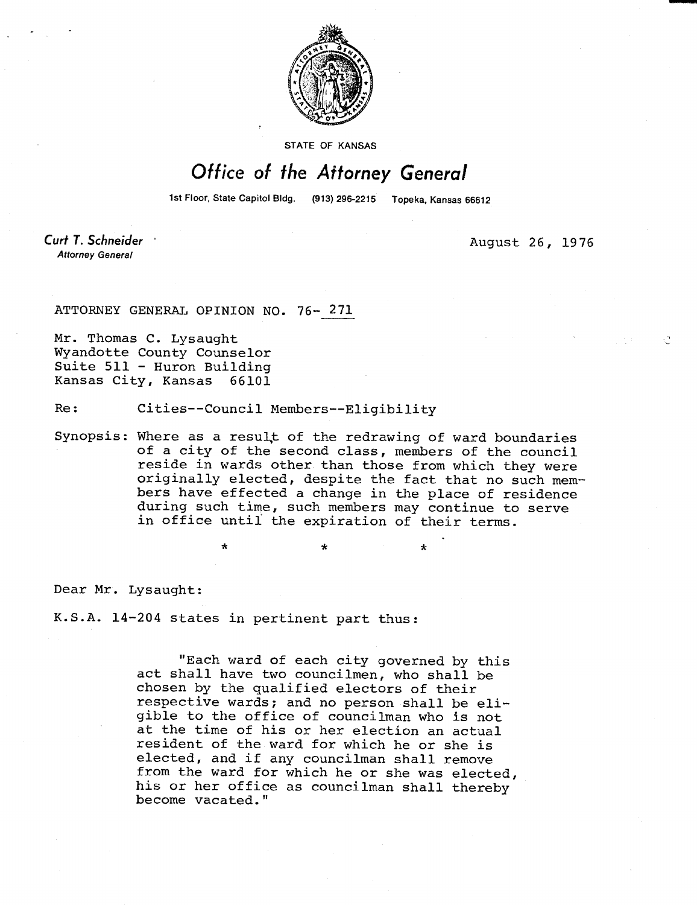STATE OF KANSAS

# Office of the Attorney General

1st Floor, State Capitol Bldg. (913) 296-2215 Topeka, Kansas 66612

**Curt T. Schneider**
*Attorney General*

August 26, 1976

ATTORNEY GENERAL OPINION NO. 76- 271

Mr. Thomas C. Lysaught
Wyandotte County Counselor
Suite 511 - Huron Building
Kansas City, Kansas 66101

Re: Cities--Council Members--Eligibility

Synopsis: Where as a result of the redrawing of ward boundaries of a city of the second class, members of the council reside in wards other than those from which they were originally elected, despite the fact that no such members have effected a change in the place of residence during such time, such members may continue to serve in office until the expiration of their terms.

\* \* \*

Dear Mr. Lysaught:

K.S.A. 14-204 states in pertinent part thus:

> "Each ward of each city governed by this act shall have two councilmen, who shall be chosen by the qualified electors of their respective wards; and no person shall be eligible to the office of councilman who is not at the time of his or her election an actual resident of the ward for which he or she is elected, and if any councilman shall remove from the ward for which he or she was elected, his or her office as councilman shall thereby become vacated."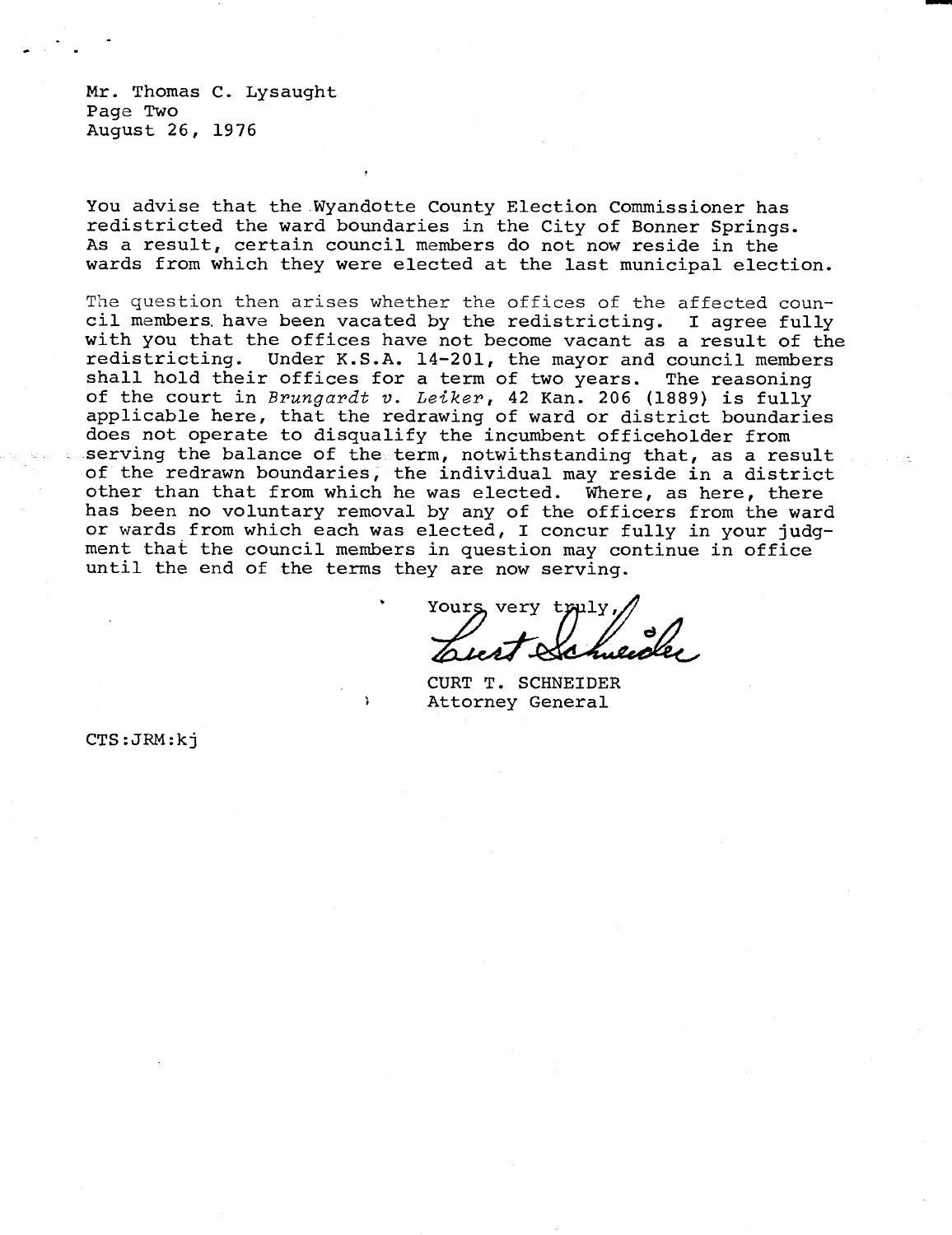Mr. Thomas C. Lysaught
Page Two
August 26, 1976

You advise that the Wyandotte County Election Commissioner has redistricted the ward boundaries in the City of Bonner Springs. As a result, certain council members do not now reside in the wards from which they were elected at the last municipal election.

The question then arises whether the offices of the affected council members have been vacated by the redistricting. I agree fully with you that the offices have not become vacant as a result of the redistricting. Under K.S.A. 14-201, the mayor and council members shall hold their offices for a term of two years. The reasoning of the court in *Brungardt v. Leiker*, 42 Kan. 206 (1889) is fully applicable here, that the redrawing of ward or district boundaries does not operate to disqualify the incumbent officeholder from serving the balance of the term, notwithstanding that, as a result of the redrawn boundaries, the individual may reside in a district other than that from which he was elected. Where, as here, there has been no voluntary removal by any of the officers from the ward or wards from which each was elected, I concur fully in your judgment that the council members in question may continue in office until the end of the terms they are now serving.

Yours very truly,

Curt Schneider

CURT T. SCHNEIDER
Attorney General

CTS:JRM:kj